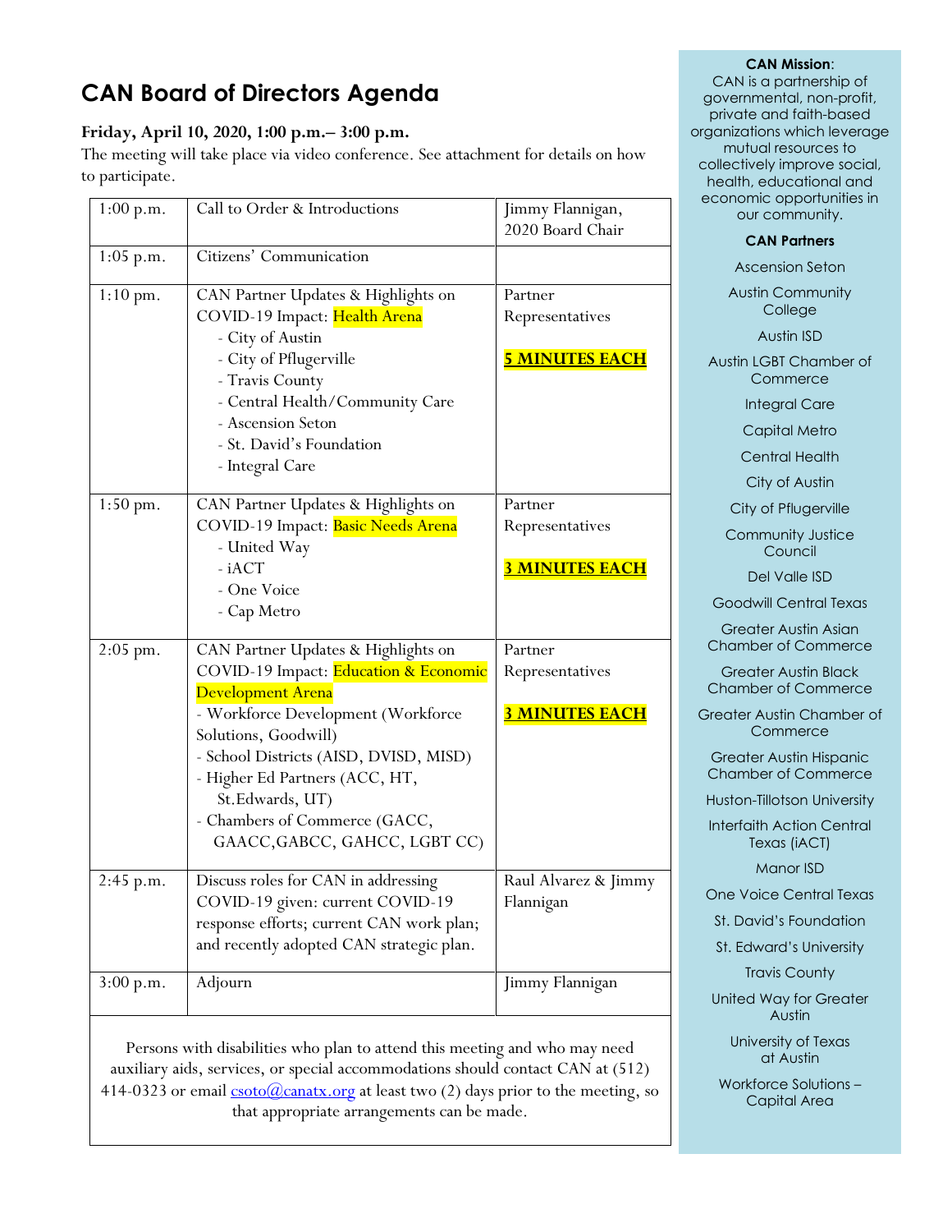# CAN Board of Directors Agenda

**Friday, April 10, 2020, 1:00 p.m.– 3:00 p.m.**

The meeting will take place via video conference. See attachment for details on how to participate.

| Time | Item | Presenter |
|---|---|---|
| 1:00 p.m. | Call to Order & Introductions | Jimmy Flannigan, 2020 Board Chair |
| 1:05 p.m. | Citizens' Communication | |
| 1:10 pm. | CAN Partner Updates & Highlights on COVID-19 Impact: Health Arena<br>- City of Austin<br>- City of Pflugerville<br>- Travis County<br>- Central Health/Community Care<br>- Ascension Seton<br>- St. David's Foundation<br>- Integral Care | Partner Representatives<br><br>**5 MINUTES EACH** |
| 1:50 pm. | CAN Partner Updates & Highlights on COVID-19 Impact: Basic Needs Arena<br>- United Way<br>- iACT<br>- One Voice<br>- Cap Metro | Partner Representatives<br><br>**3 MINUTES EACH** |
| 2:05 pm. | CAN Partner Updates & Highlights on COVID-19 Impact: Education & Economic Development Arena<br>- Workforce Development (Workforce Solutions, Goodwill)<br>- School Districts (AISD, DVISD, MISD)<br>- Higher Ed Partners (ACC, HT, St.Edwards, UT)<br>- Chambers of Commerce (GACC, GAACC,GABCC, GAHCC, LGBT CC) | Partner Representatives<br><br>**3 MINUTES EACH** |
| 2:45 p.m. | Discuss roles for CAN in addressing COVID-19 given: current COVID-19 response efforts; current CAN work plan; and recently adopted CAN strategic plan. | Raul Alvarez & Jimmy Flannigan |
| 3:00 p.m. | Adjourn | Jimmy Flannigan |

Persons with disabilities who plan to attend this meeting and who may need auxiliary aids, services, or special accommodations should contact CAN at (512) 414-0323 or email csoto@canatx.org at least two (2) days prior to the meeting, so that appropriate arrangements can be made.

**CAN Mission**:
CAN is a partnership of governmental, non-profit, private and faith-based organizations which leverage mutual resources to collectively improve social, health, educational and economic opportunities in our community.

**CAN Partners**

- Ascension Seton
- Austin Community College
- Austin ISD
- Austin LGBT Chamber of Commerce
- Integral Care
- Capital Metro
- Central Health
- City of Austin
- City of Pflugerville
- Community Justice Council
- Del Valle ISD
- Goodwill Central Texas
- Greater Austin Asian Chamber of Commerce
- Greater Austin Black Chamber of Commerce
- Greater Austin Chamber of Commerce
- Greater Austin Hispanic Chamber of Commerce
- Huston-Tillotson University
- Interfaith Action Central Texas (iACT)
- Manor ISD
- One Voice Central Texas
- St. David's Foundation
- St. Edward's University
- Travis County
- United Way for Greater Austin
- University of Texas at Austin
- Workforce Solutions – Capital Area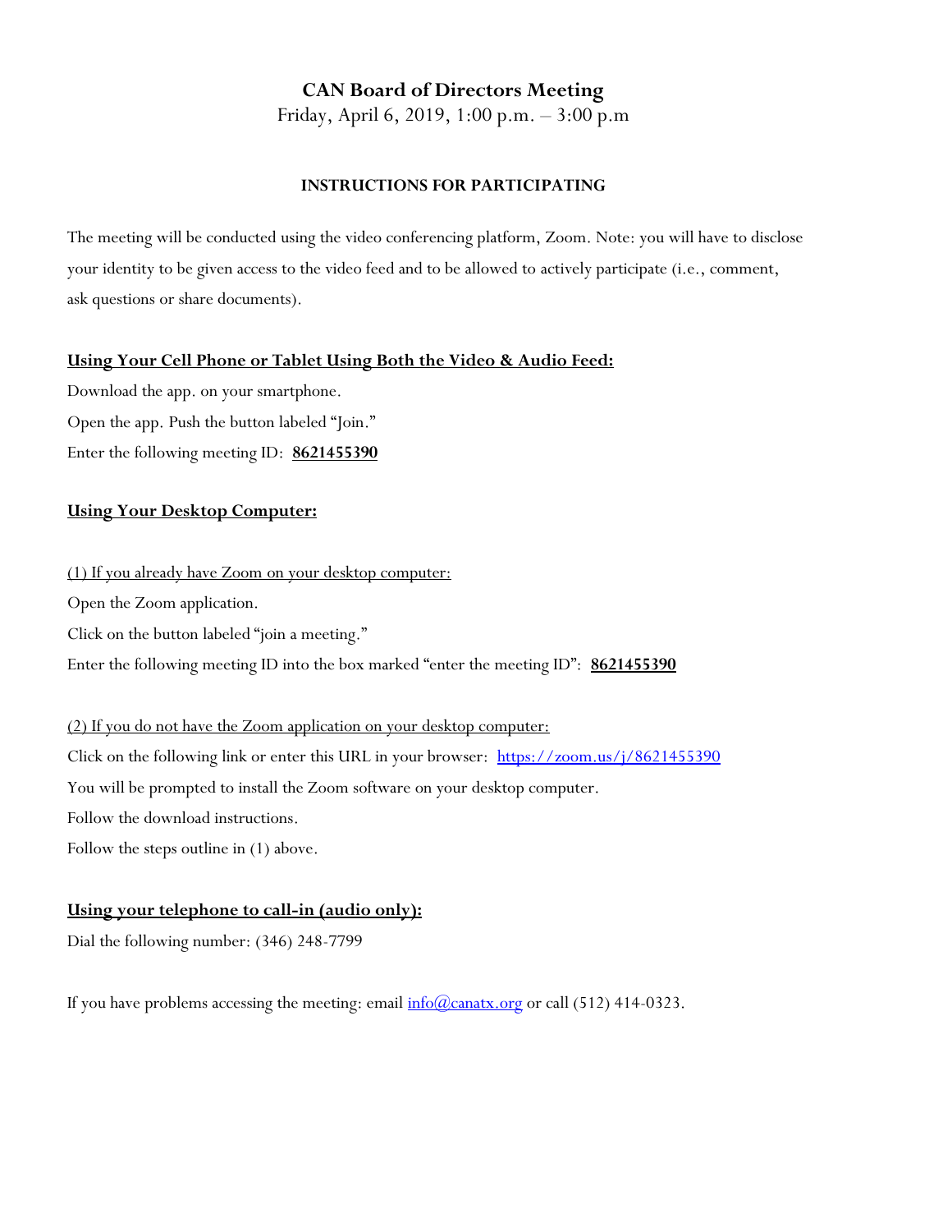# CAN Board of Directors Meeting

Friday, April 6, 2019, 1:00 p.m. – 3:00 p.m

## INSTRUCTIONS FOR PARTICIPATING

The meeting will be conducted using the video conferencing platform, Zoom. Note: you will have to disclose your identity to be given access to the video feed and to be allowed to actively participate (i.e., comment, ask questions or share documents).

### Using Your Cell Phone or Tablet Using Both the Video & Audio Feed:

Download the app. on your smartphone.

Open the app. Push the button labeled "Join."

Enter the following meeting ID: **8621455390**

### Using Your Desktop Computer:

(1) If you already have Zoom on your desktop computer:

Open the Zoom application.

Click on the button labeled "join a meeting."

Enter the following meeting ID into the box marked "enter the meeting ID": **8621455390**

(2) If you do not have the Zoom application on your desktop computer:

Click on the following link or enter this URL in your browser: https://zoom.us/j/8621455390

You will be prompted to install the Zoom software on your desktop computer.

Follow the download instructions.

Follow the steps outline in (1) above.

### Using your telephone to call-in (audio only):

Dial the following number: (346) 248-7799

If you have problems accessing the meeting: email info@canatx.org or call (512) 414-0323.